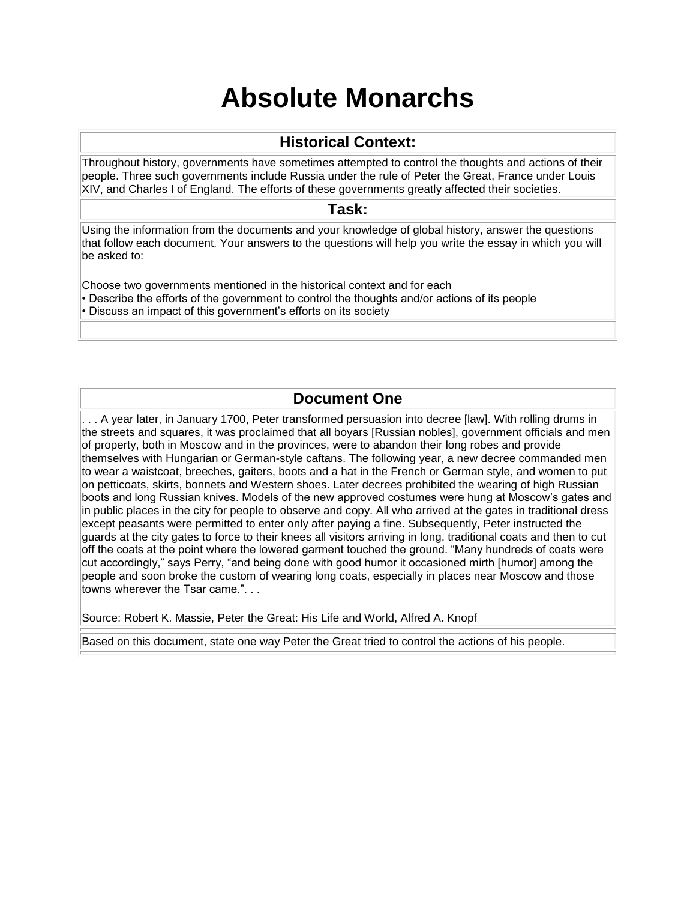# Absolute Monarchs

## Historical Context:

Throughout history, governments have sometimes attempted to control the thoughts and actions of their people. Three such governments include Russia under the rule of Peter the Great, France under Louis XIV, and Charles I of England. The efforts of these governments greatly affected their societies.

## Task:

Using the information from the documents and your knowledge of global history, answer the questions that follow each document. Your answers to the questions will help you write the essay in which you will be asked to:

Choose two governments mentioned in the historical context and for each
- Describe the efforts of the government to control the thoughts and/or actions of its people
- Discuss an impact of this government's efforts on its society

## Document One

. . . A year later, in January 1700, Peter transformed persuasion into decree [law]. With rolling drums in the streets and squares, it was proclaimed that all boyars [Russian nobles], government officials and men of property, both in Moscow and in the provinces, were to abandon their long robes and provide themselves with Hungarian or German-style caftans. The following year, a new decree commanded men to wear a waistcoat, breeches, gaiters, boots and a hat in the French or German style, and women to put on petticoats, skirts, bonnets and Western shoes. Later decrees prohibited the wearing of high Russian boots and long Russian knives. Models of the new approved costumes were hung at Moscow's gates and in public places in the city for people to observe and copy. All who arrived at the gates in traditional dress except peasants were permitted to enter only after paying a fine. Subsequently, Peter instructed the guards at the city gates to force to their knees all visitors arriving in long, traditional coats and then to cut off the coats at the point where the lowered garment touched the ground. "Many hundreds of coats were cut accordingly," says Perry, "and being done with good humor it occasioned mirth [humor] among the people and soon broke the custom of wearing long coats, especially in places near Moscow and those towns wherever the Tsar came.". . .

Source: Robert K. Massie, Peter the Great: His Life and World, Alfred A. Knopf

Based on this document, state one way Peter the Great tried to control the actions of his people.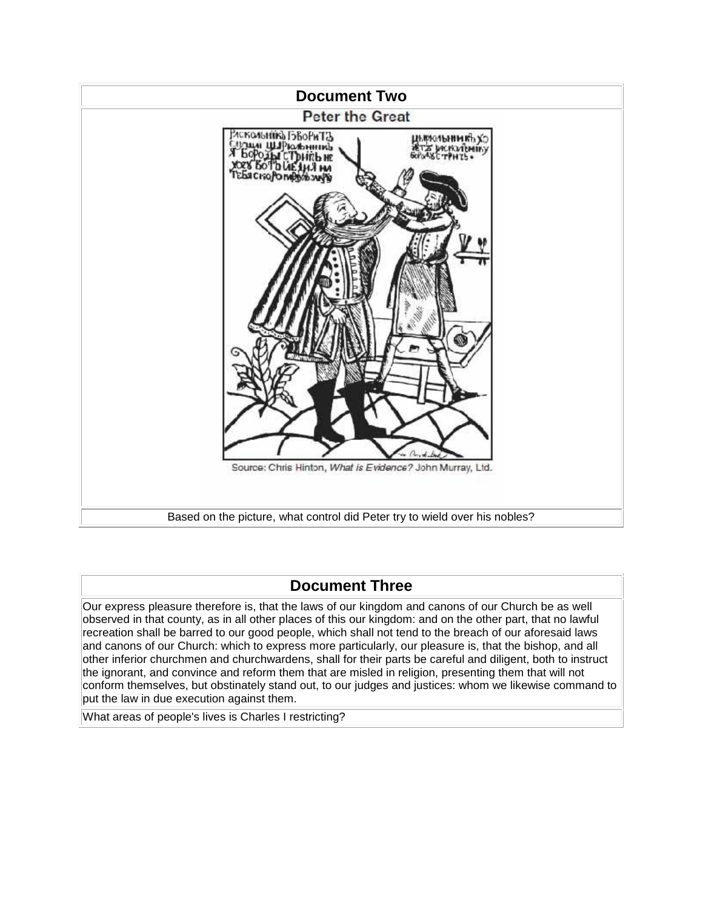## Document Two

**Peter the Great**

Source: Chris Hinton, *What is Evidence?* John Murray, Ltd.

Based on the picture, what control did Peter try to wield over his nobles?

## Document Three

Our express pleasure therefore is, that the laws of our kingdom and canons of our Church be as well observed in that county, as in all other places of this our kingdom: and on the other part, that no lawful recreation shall be barred to our good people, which shall not tend to the breach of our aforesaid laws and canons of our Church: which to express more particularly, our pleasure is, that the bishop, and all other inferior churchmen and churchwardens, shall for their parts be careful and diligent, both to instruct the ignorant, and convince and reform them that are misled in religion, presenting them that will not conform themselves, but obstinately stand out, to our judges and justices: whom we likewise command to put the law in due execution against them.

What areas of people's lives is Charles I restricting?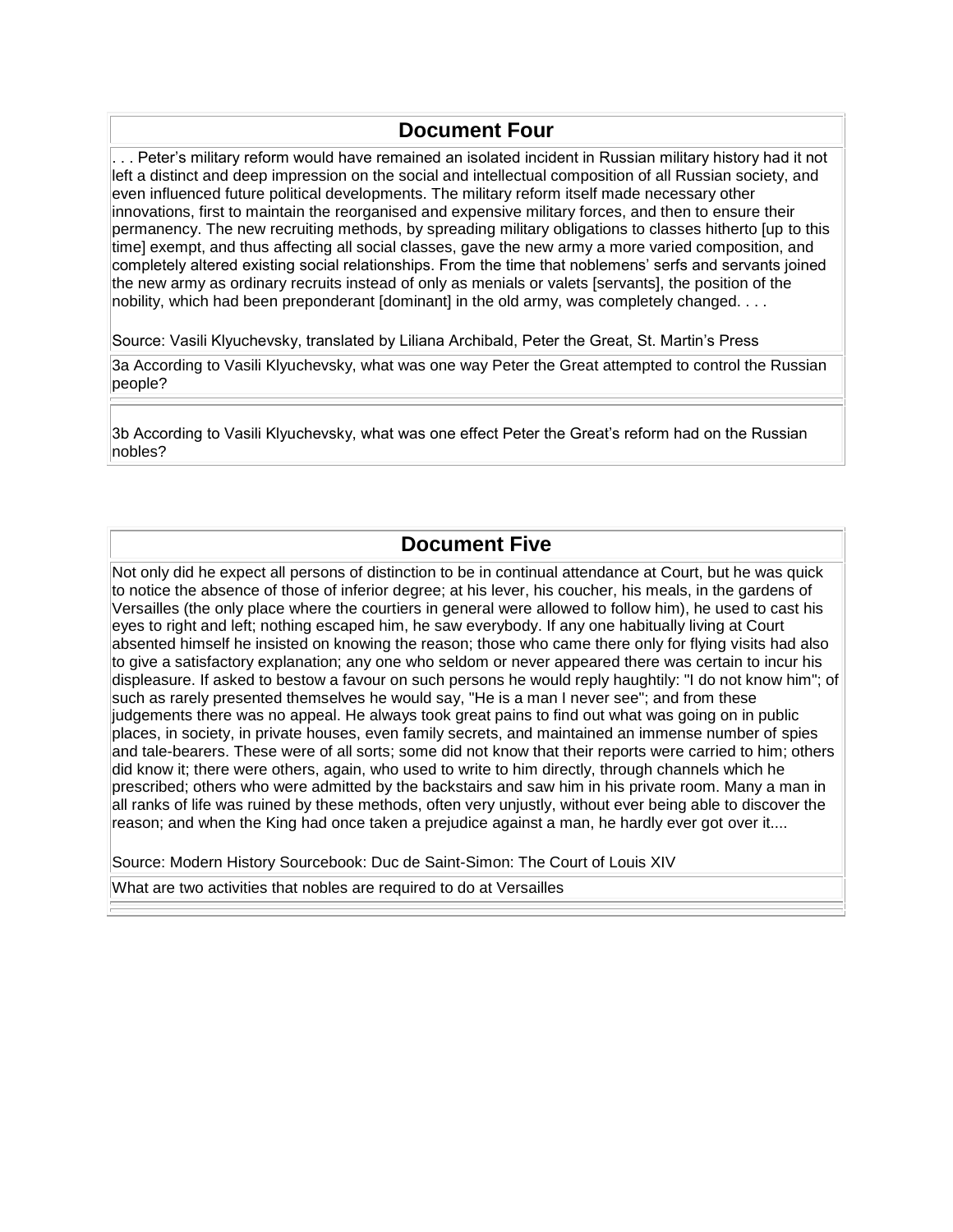## Document Four

. . . Peter's military reform would have remained an isolated incident in Russian military history had it not left a distinct and deep impression on the social and intellectual composition of all Russian society, and even influenced future political developments. The military reform itself made necessary other innovations, first to maintain the reorganised and expensive military forces, and then to ensure their permanency. The new recruiting methods, by spreading military obligations to classes hitherto [up to this time] exempt, and thus affecting all social classes, gave the new army a more varied composition, and completely altered existing social relationships. From the time that noblemens' serfs and servants joined the new army as ordinary recruits instead of only as menials or valets [servants], the position of the nobility, which had been preponderant [dominant] in the old army, was completely changed. . . .

Source: Vasili Klyuchevsky, translated by Liliana Archibald, Peter the Great, St. Martin's Press

3a According to Vasili Klyuchevsky, what was one way Peter the Great attempted to control the Russian people?

3b According to Vasili Klyuchevsky, what was one effect Peter the Great's reform had on the Russian nobles?

## Document Five

Not only did he expect all persons of distinction to be in continual attendance at Court, but he was quick to notice the absence of those of inferior degree; at his lever, his coucher, his meals, in the gardens of Versailles (the only place where the courtiers in general were allowed to follow him), he used to cast his eyes to right and left; nothing escaped him, he saw everybody. If any one habitually living at Court absented himself he insisted on knowing the reason; those who came there only for flying visits had also to give a satisfactory explanation; any one who seldom or never appeared there was certain to incur his displeasure. If asked to bestow a favour on such persons he would reply haughtily: "I do not know him"; of such as rarely presented themselves he would say, "He is a man I never see"; and from these judgements there was no appeal. He always took great pains to find out what was going on in public places, in society, in private houses, even family secrets, and maintained an immense number of spies and tale-bearers. These were of all sorts; some did not know that their reports were carried to him; others did know it; there were others, again, who used to write to him directly, through channels which he prescribed; others who were admitted by the backstairs and saw him in his private room. Many a man in all ranks of life was ruined by these methods, often very unjustly, without ever being able to discover the reason; and when the King had once taken a prejudice against a man, he hardly ever got over it....

Source: Modern History Sourcebook: Duc de Saint-Simon: The Court of Louis XIV

What are two activities that nobles are required to do at Versailles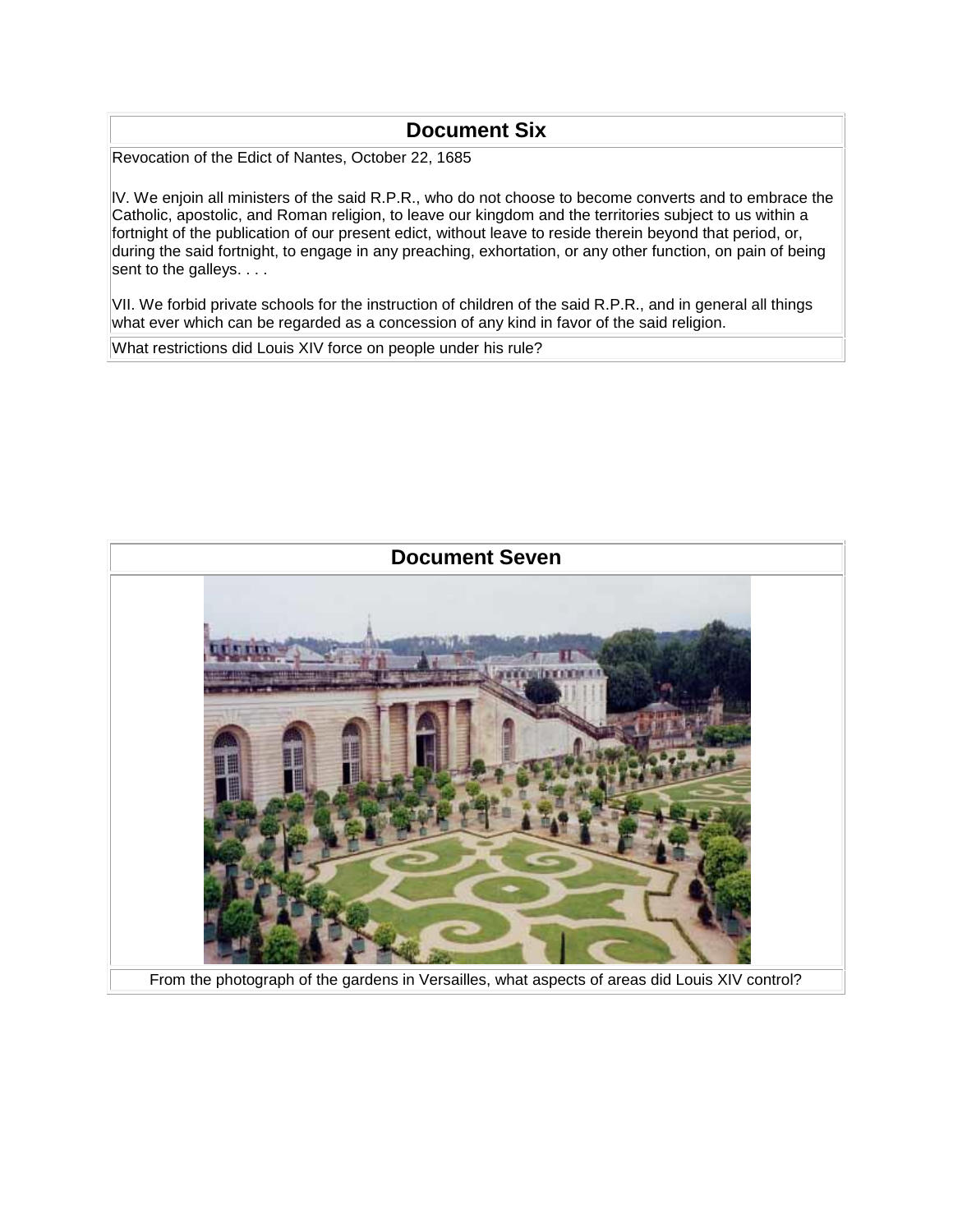## Document Six

Revocation of the Edict of Nantes, October 22, 1685

IV. We enjoin all ministers of the said R.P.R., who do not choose to become converts and to embrace the Catholic, apostolic, and Roman religion, to leave our kingdom and the territories subject to us within a fortnight of the publication of our present edict, without leave to reside therein beyond that period, or, during the said fortnight, to engage in any preaching, exhortation, or any other function, on pain of being sent to the galleys. . . .

VII. We forbid private schools for the instruction of children of the said R.P.R., and in general all things what ever which can be regarded as a concession of any kind in favor of the said religion.

What restrictions did Louis XIV force on people under his rule?

## Document Seven

From the photograph of the gardens in Versailles, what aspects of areas did Louis XIV control?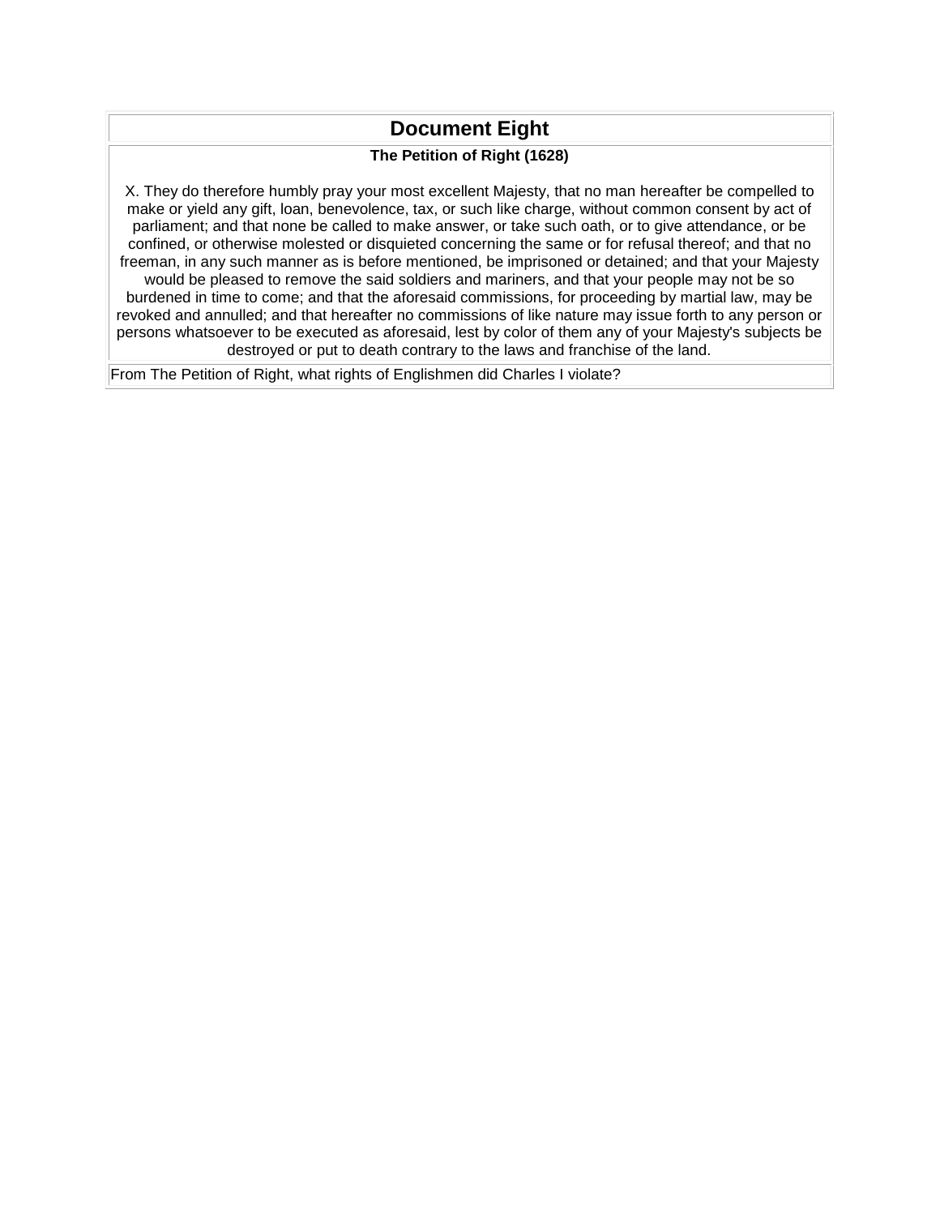## Document Eight

**The Petition of Right (1628)**

X. They do therefore humbly pray your most excellent Majesty, that no man hereafter be compelled to make or yield any gift, loan, benevolence, tax, or such like charge, without common consent by act of parliament; and that none be called to make answer, or take such oath, or to give attendance, or be confined, or otherwise molested or disquieted concerning the same or for refusal thereof; and that no freeman, in any such manner as is before mentioned, be imprisoned or detained; and that your Majesty would be pleased to remove the said soldiers and mariners, and that your people may not be so burdened in time to come; and that the aforesaid commissions, for proceeding by martial law, may be revoked and annulled; and that hereafter no commissions of like nature may issue forth to any person or persons whatsoever to be executed as aforesaid, lest by color of them any of your Majesty's subjects be destroyed or put to death contrary to the laws and franchise of the land.

From The Petition of Right, what rights of Englishmen did Charles I violate?